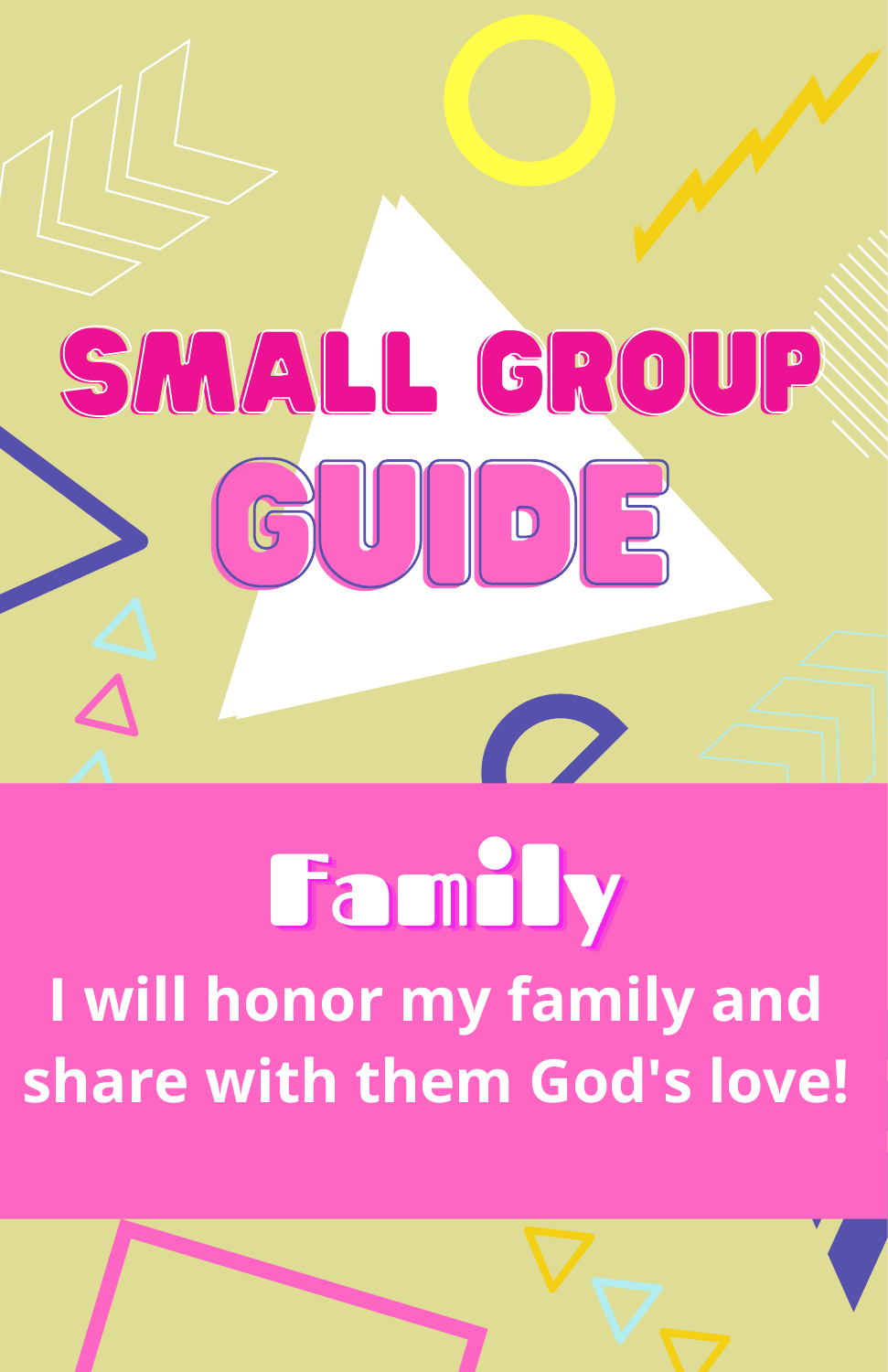# SMALL GROUP GUIDE

## Family

I will honor my family and share with them God's love!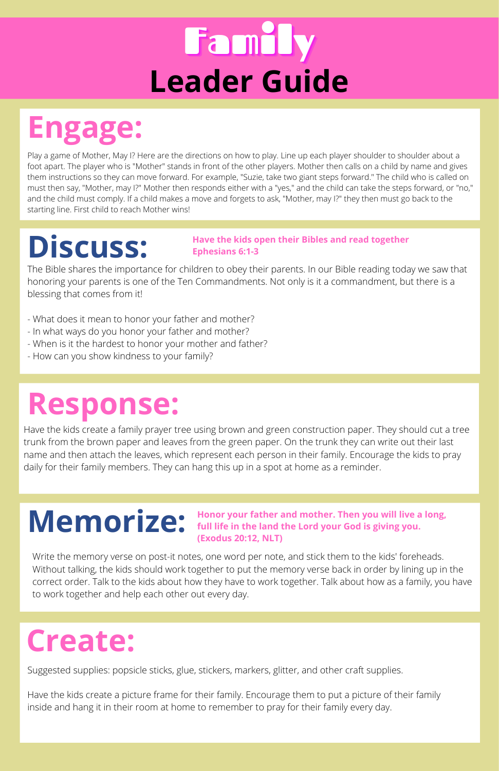# Family
## Leader Guide

## Engage:

Play a game of Mother, May I? Here are the directions on how to play. Line up each player shoulder to shoulder about a foot apart. The player who is "Mother" stands in front of the other players. Mother then calls on a child by name and gives them instructions so they can move forward. For example, "Suzie, take two giant steps forward." The child who is called on must then say, "Mother, may I?" Mother then responds either with a "yes," and the child can take the steps forward, or "no," and the child must comply. If a child makes a move and forgets to ask, "Mother, may I?" they then must go back to the starting line. First child to reach Mother wins!

## Discuss:

**Have the kids open their Bibles and read together Ephesians 6:1-3**

The Bible shares the importance for children to obey their parents. In our Bible reading today we saw that honoring your parents is one of the Ten Commandments. Not only is it a commandment, but there is a blessing that comes from it!

- What does it mean to honor your father and mother?
- In what ways do you honor your father and mother?
- When is it the hardest to honor your mother and father?
- How can you show kindness to your family?

## Response:

Have the kids create a family prayer tree using brown and green construction paper. They should cut a tree trunk from the brown paper and leaves from the green paper. On the trunk they can write out their last name and then attach the leaves, which represent each person in their family. Encourage the kids to pray daily for their family members. They can hang this up in a spot at home as a reminder.

## Memorize:

**Honor your father and mother. Then you will live a long, full life in the land the Lord your God is giving you. (Exodus 20:12, NLT)**

Write the memory verse on post-it notes, one word per note, and stick them to the kids' foreheads. Without talking, the kids should work together to put the memory verse back in order by lining up in the correct order. Talk to the kids about how they have to work together. Talk about how as a family, you have to work together and help each other out every day.

## Create:

Suggested supplies: popsicle sticks, glue, stickers, markers, glitter, and other craft supplies.

Have the kids create a picture frame for their family. Encourage them to put a picture of their family inside and hang it in their room at home to remember to pray for their family every day.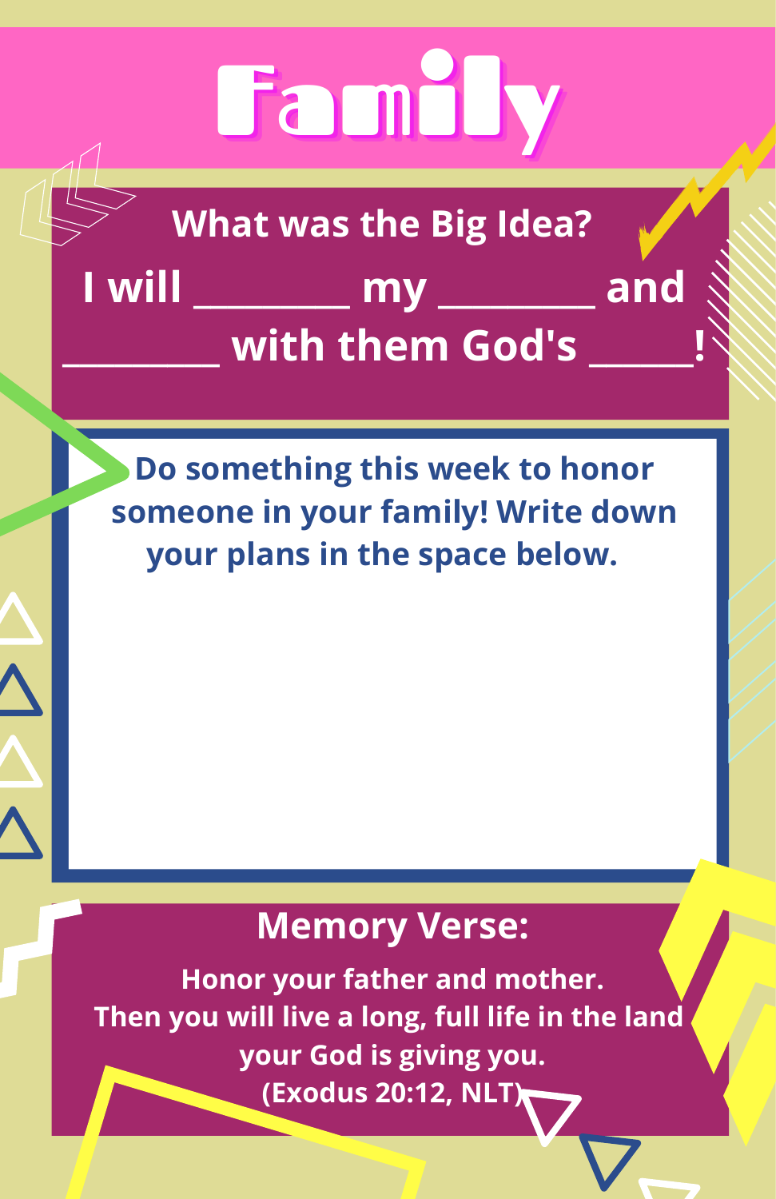# Family

## What was the Big Idea?

**I will ________ my ________ and ________ with them God's _____!**

**Do something this week to honor someone in your family! Write down your plans in the space below.**

## Memory Verse:

**Honor your father and mother.
Then you will live a long, full life in the land your God is giving you.
(Exodus 20:12, NLT)**